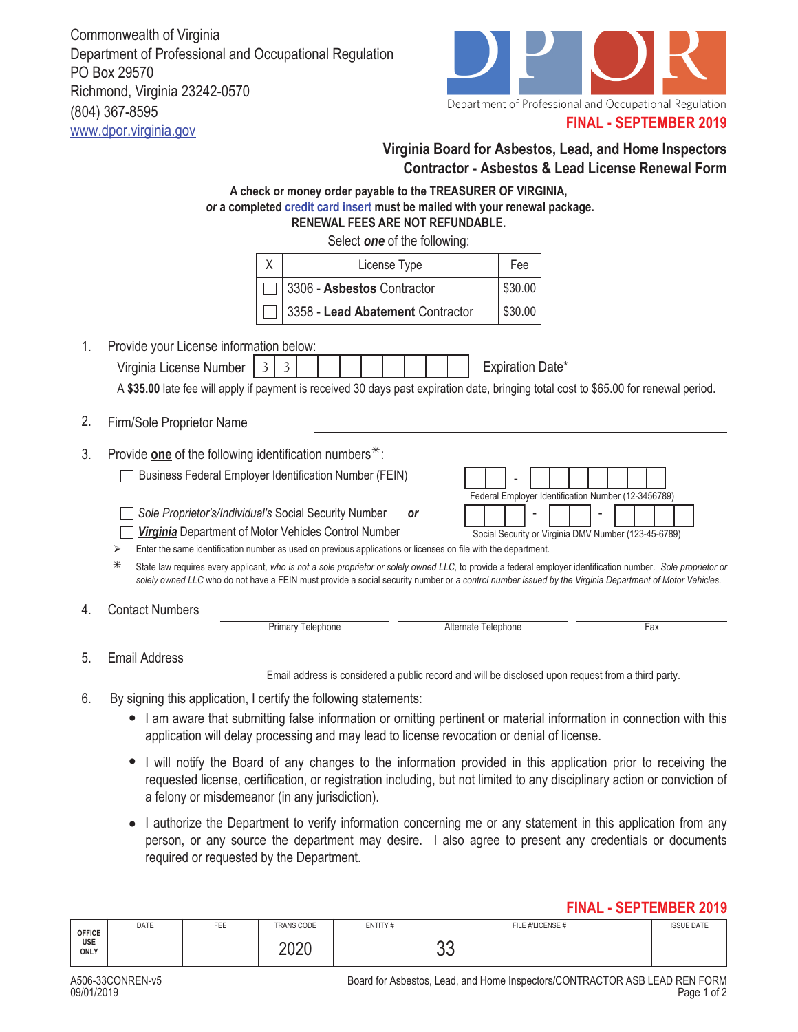Commonwealth of Virginia
Department of Professional and Occupational Regulation
PO Box 29570
Richmond, Virginia 23242-0570
(804) 367-8595
www.dpor.virginia.gov

Department of Professional and Occupational Regulation

**FINAL - SEPTEMBER 2019**

## Virginia Board for Asbestos, Lead, and Home Inspectors
## Contractor - Asbestos & Lead License Renewal Form

**A check or money order payable to the TREASURER OF VIRGINIA,**
***or* a completed credit card insert must be mailed with your renewal package.**
**RENEWAL FEES ARE NOT REFUNDABLE.**

Select ***one*** of the following:

| X | License Type | Fee |
|---|---|---|
| ☐ | 3306 - **Asbestos** Contractor | $30.00 |
| ☐ | 3358 - **Lead Abatement** Contractor | $30.00 |

1. Provide your License information below:

   Virginia License Number 3 3 _ _ _ _ _ _ _ _  Expiration Date* ____________

   A **$35.00** late fee will apply if payment is received 30 days past expiration date, bringing total cost to $65.00 for renewal period.

2. Firm/Sole Proprietor Name ____________________

3. Provide **one** of the following identification numbers*:

   ☐ Business Federal Employer Identification Number (FEIN)  _ _ - _ _ _ _ _ _ _  Federal Employer Identification Number (12-3456789)

   ☐ *Sole Proprietor's/Individual's* Social Security Number ***or***

   ☐ ***Virginia*** Department of Motor Vehicles Control Number  _ _ _ - _ _ - _ _ _ _  Social Security or Virginia DMV Number (123-45-6789)

   ➢ Enter the same identification number as used on previous applications or licenses on file with the department.

   \* State law requires every applicant, *who is not a sole proprietor or solely owned LLC,* to provide a federal employer identification number. *Sole proprietor or solely owned LLC* who do not have a FEIN must provide a social security number or *a control number issued by the Virginia Department of Motor Vehicles.*

4. Contact Numbers ____________ Primary Telephone ____________ Alternate Telephone ____________ Fax

5. Email Address ____________________

   Email address is considered a public record and will be disclosed upon request from a third party.

6. By signing this application, I certify the following statements:
   - I am aware that submitting false information or omitting pertinent or material information in connection with this application will delay processing and may lead to license revocation or denial of license.
   - I will notify the Board of any changes to the information provided in this application prior to receiving the requested license, certification, or registration including, but not limited to any disciplinary action or conviction of a felony or misdemeanor (in any jurisdiction).
   - I authorize the Department to verify information concerning me or any statement in this application from any person, or any source the department may desire. I also agree to present any credentials or documents required or requested by the Department.

**FINAL - SEPTEMBER 2019**

| OFFICE USE ONLY | DATE | FEE | TRANS CODE | ENTITY # | FILE #/LICENSE # | ISSUE DATE |
|---|---|---|---|---|---|---|
| | | | 2020 | | 33 | |

A506-33CONREN-v5
09/01/2019

Board for Asbestos, Lead, and Home Inspectors/CONTRACTOR ASB LEAD REN FORM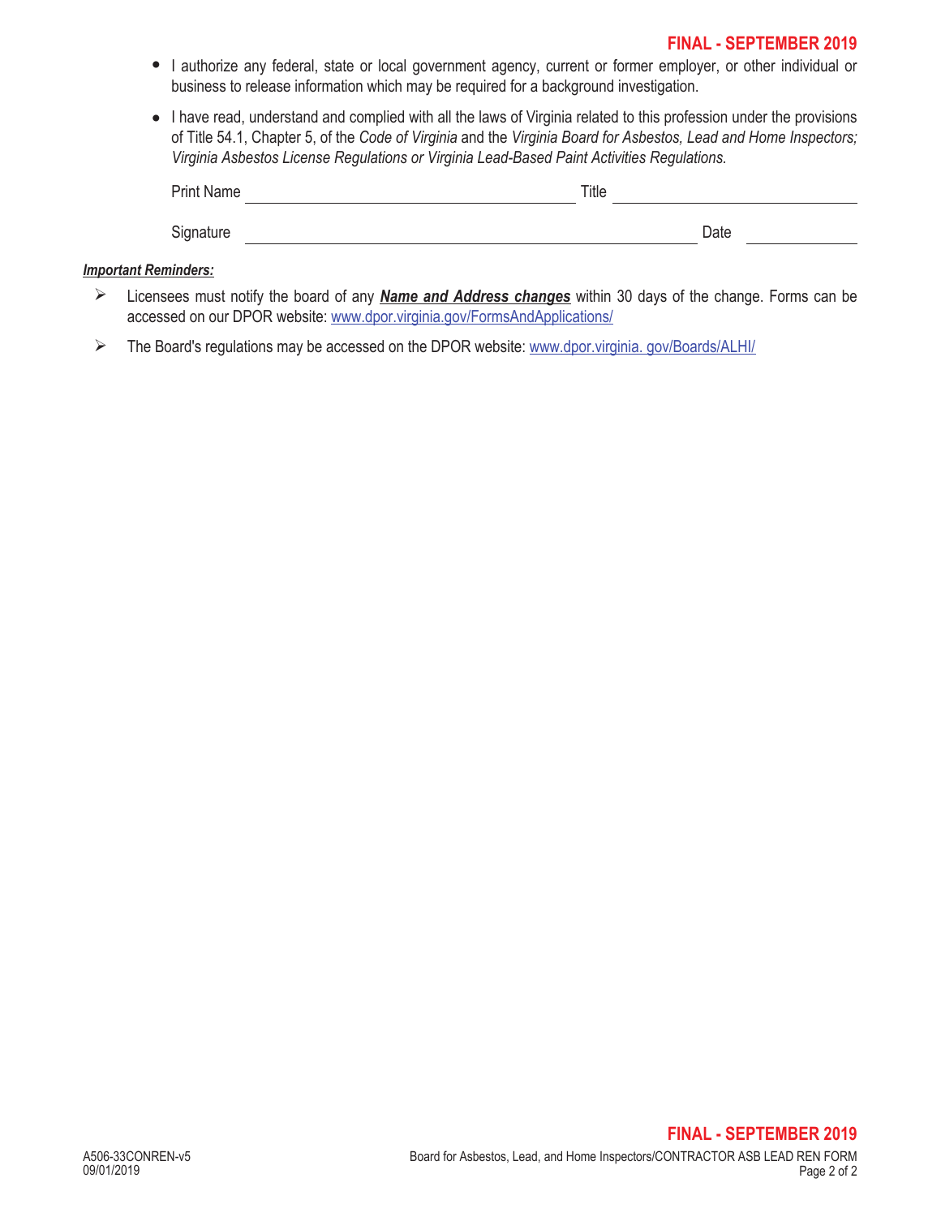- I authorize any federal, state or local government agency, current or former employer, or other individual or business to release information which may be required for a background investigation.
- I have read, understand and complied with all the laws of Virginia related to this profession under the provisions of Title 54.1, Chapter 5, of the *Code of Virginia* and the *Virginia Board for Asbestos, Lead and Home Inspectors; Virginia Asbestos License Regulations or Virginia Lead-Based Paint Activities Regulations.*

Print Name ______________________________ Title ______________________

Signature ________________________________________ Date __________

***Important Reminders:***

- Licensees must notify the board of any ***Name and Address changes*** within 30 days of the change. Forms can be accessed on our DPOR website: www.dpor.virginia.gov/FormsAndApplications/
- The Board's regulations may be accessed on the DPOR website: www.dpor.virginia. gov/Boards/ALHI/